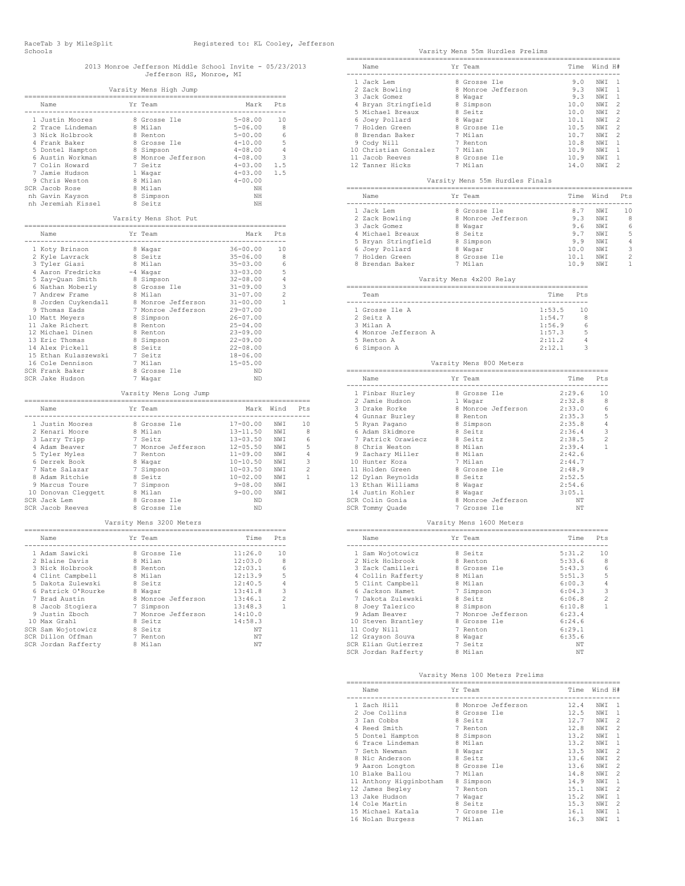RaceTab 3 by MileSplit Registered to: KL Cooley, Jefferson Schools

# 2013 Monroe Jefferson Middle School Invite - 05/23/2013

Jefferson HS, Monroe, MI

## Varsity Mens High Jump

| | Name | Yr | Team | Mark | Pts |
|---|---|---|---|---|---|
| 1 | Justin Moores | 8 | Grosse Ile | 5-08.00 | 10 |
| 2 | Trace Lindeman | 8 | Milan | 5-06.00 | 8 |
| 3 | Nick Holbrook | 8 | Renton | 5-00.00 | 6 |
| 4 | Frank Baker | 8 | Grosse Ile | 4-10.00 | 5 |
| 5 | Dontel Hampton | 8 | Simpson | 4-08.00 | 4 |
| 6 | Austin Workman | 8 | Monroe Jefferson | 4-08.00 | 3 |
| 7 | Colin Howard | 7 | Seitz | 4-03.00 | 1.5 |
| 7 | Jamie Hudson | 1 | Wagar | 4-03.00 | 1.5 |
| 9 | Chris Weston | 8 | Milan | 4-00.00 | |
| SCR | Jacob Rose | 8 | Milan | NH | |
| nh | Gavin Kayson | 8 | Simpson | NH | |
| nh | Jeremiah Kissel | 8 | Seitz | NH | |

## Varsity Mens Shot Put

| | Name | Yr | Team | Mark | Pts |
|---|---|---|---|---|---|
| 1 | Koty Brinson | 8 | Wagar | 36-00.00 | 10 |
| 2 | Kyle Lavrack | 8 | Seitz | 35-06.00 | 8 |
| 3 | Tyler Giasi | 8 | Milan | 35-03.00 | 6 |
| 4 | Aaron Fredricks | -4 | Wagar | 33-03.00 | 5 |
| 5 | Zay-Quan Smith | 8 | Simpson | 32-08.00 | 4 |
| 6 | Nathan Moberly | 8 | Grosse Ile | 31-09.00 | 3 |
| 7 | Andrew Frame | 8 | Milan | 31-07.00 | 2 |
| 8 | Jorden Cuykendall | 8 | Monroe Jefferson | 31-00.00 | 1 |
| 9 | Thomas Eads | 7 | Monroe Jefferson | 29-07.00 | |
| 10 | Matt Meyers | 8 | Simpson | 26-07.00 | |
| 11 | Jake Richert | 8 | Renton | 25-04.00 | |
| 12 | Michael Dinen | 8 | Renton | 23-09.00 | |
| 13 | Eric Thomas | 8 | Simpson | 22-09.00 | |
| 14 | Alex Pickell | 8 | Seitz | 22-08.00 | |
| 15 | Ethan Kulaszewski | 7 | Seitz | 18-06.00 | |
| 16 | Cole Dennison | 7 | Milan | 15-05.00 | |
| SCR | Frank Baker | 8 | Grosse Ile | ND | |
| SCR | Jake Hudson | 7 | Wagar | ND | |

## Varsity Mens Long Jump

| | Name | Yr | Team | Mark | Wind | Pts |
|---|---|---|---|---|---|---|
| 1 | Justin Moores | 8 | Grosse Ile | 17-00.00 | NWI | 10 |
| 2 | Kenari Moore | 8 | Milan | 13-11.50 | NWI | 8 |
| 3 | Larry Tripp | 7 | Seitz | 13-03.50 | NWI | 6 |
| 4 | Adam Beaver | 7 | Monroe Jefferson | 12-05.50 | NWI | 5 |
| 5 | Tyler Myles | 7 | Renton | 11-09.00 | NWI | 4 |
| 6 | Derrek Book | 8 | Wagar | 10-10.50 | NWI | 3 |
| 7 | Nate Salazar | 7 | Simpson | 10-03.50 | NWI | 2 |
| 8 | Adam Ritchie | 8 | Seitz | 10-02.00 | NWI | 1 |
| 9 | Marcus Toure | 7 | Simpson | 9-08.00 | NWI | |
| 10 | Donovan Cleggett | 8 | Milan | 9-00.00 | NWI | |
| SCR | Jack Lem | 8 | Grosse Ile | ND | | |
| SCR | Jacob Reeves | 8 | Grosse Ile | ND | | |

## Varsity Mens 3200 Meters

| | Name | Yr | Team | Time | Pts |
|---|---|---|---|---|---|
| 1 | Adam Sawicki | 8 | Grosse Ile | 11:26.0 | 10 |
| 2 | Blaine Davis | 8 | Milan | 12:03.0 | 8 |
| 3 | Nick Holbrook | 8 | Renton | 12:03.1 | 6 |
| 4 | Clint Campbell | 8 | Milan | 12:13.9 | 5 |
| 5 | Dakota Zulewski | 8 | Seitz | 12:40.5 | 4 |
| 6 | Patrick O'Rourke | 8 | Wagar | 13:41.8 | 3 |
| 7 | Brad Austin | 8 | Monroe Jefferson | 13:46.1 | 2 |
| 8 | Jacob Stogiera | 7 | Simpson | 13:48.3 | 1 |
| 9 | Justin Zboch | 7 | Monroe Jefferson | 14:10.0 | |
| 10 | Max Grahl | 8 | Seitz | 14:58.3 | |
| SCR | Sam Wojotowicz | 8 | Seitz | NT | |
| SCR | Dillon Offman | 7 | Renton | NT | |
| SCR | Jordan Rafferty | 8 | Milan | NT | |

## Varsity Mens 55m Hurdles Prelims

| | Name | Yr | Team | Time | Wind | H# |
|---|---|---|---|---|---|---|
| 1 | Jack Lem | 8 | Grosse Ile | 9.0 | NWI | 1 |
| 2 | Zack Bowling | 8 | Monroe Jefferson | 9.3 | NWI | 1 |
| 3 | Jack Gomez | 8 | Wagar | 9.3 | NWI | 1 |
| 4 | Bryan Stringfield | 8 | Simpson | 10.0 | NWI | 2 |
| 5 | Michael Breaux | 8 | Seitz | 10.0 | NWI | 2 |
| 6 | Joey Pollard | 8 | Wagar | 10.1 | NWI | 2 |
| 7 | Holden Green | 8 | Grosse Ile | 10.5 | NWI | 2 |
| 8 | Brendan Baker | 7 | Milan | 10.7 | NWI | 2 |
| 9 | Cody Nill | 7 | Renton | 10.8 | NWI | 1 |
| 10 | Christian Gonzalez | 7 | Milan | 10.9 | NWI | 1 |
| 11 | Jacob Reeves | 8 | Grosse Ile | 10.9 | NWI | 1 |
| 12 | Tanner Hicks | 7 | Milan | 14.0 | NWI | 2 |

## Varsity Mens 55m Hurdles Finals

| | Name | Yr | Team | Time | Wind | Pts |
|---|---|---|---|---|---|---|
| 1 | Jack Lem | 8 | Grosse Ile | 8.7 | NWI | 10 |
| 2 | Zack Bowling | 8 | Monroe Jefferson | 9.3 | NWI | 8 |
| 3 | Jack Gomez | 8 | Wagar | 9.6 | NWI | 6 |
| 4 | Michael Breaux | 8 | Seitz | 9.7 | NWI | 5 |
| 5 | Bryan Stringfield | 8 | Simpson | 9.9 | NWI | 4 |
| 6 | Joey Pollard | 8 | Wagar | 10.0 | NWI | 3 |
| 7 | Holden Green | 8 | Grosse Ile | 10.1 | NWI | 2 |
| 8 | Brendan Baker | 7 | Milan | 10.9 | NWI | 1 |

## Varsity Mens 4x200 Relay

| | Team | Time | Pts |
|---|---|---|---|
| 1 | Grosse Ile A | 1:53.5 | 10 |
| 2 | Seitz A | 1:54.7 | 8 |
| 3 | Milan A | 1:56.9 | 6 |
| 4 | Monroe Jefferson A | 1:57.3 | 5 |
| 5 | Renton A | 2:11.2 | 4 |
| 6 | Simpson A | 2:12.1 | 3 |

## Varsity Mens 800 Meters

| | Name | Yr | Team | Time | Pts |
|---|---|---|---|---|---|
| 1 | Finbar Hurley | 8 | Grosse Ile | 2:29.6 | 10 |
| 2 | Jamie Hudson | 1 | Wagar | 2:32.8 | 8 |
| 3 | Drake Rorke | 8 | Monroe Jefferson | 2:33.0 | 6 |
| 4 | Gunnar Burley | 8 | Renton | 2:35.3 | 5 |
| 5 | Ryan Pagano | 8 | Simpson | 2:35.8 | 4 |
| 6 | Adam Skidmore | 8 | Seitz | 2:36.4 | 3 |
| 7 | Patrick Orawiecz | 8 | Seitz | 2:38.5 | 2 |
| 8 | Chris Weston | 8 | Milan | 2:39.4 | 1 |
| 9 | Zachary Miller | 8 | Milan | 2:42.6 | |
| 10 | Hunter Koza | 7 | Milan | 2:44.7 | |
| 11 | Holden Green | 8 | Grosse Ile | 2:48.9 | |
| 12 | Dylan Reynolds | 8 | Seitz | 2:52.5 | |
| 13 | Ethan Williams | 8 | Wagar | 2:54.6 | |
| 14 | Justin Kohler | 8 | Wagar | 3:05.1 | |
| SCR | Colin Gonia | 8 | Monroe Jefferson | NT | |
| SCR | Tommy Quade | 7 | Grosse Ile | NT | |

## Varsity Mens 1600 Meters

| | Name | Yr | Team | Time | Pts |
|---|---|---|---|---|---|
| 1 | Sam Wojotowicz | 8 | Seitz | 5:31.2 | 10 |
| 2 | Nick Holbrook | 8 | Renton | 5:33.6 | 8 |
| 3 | Zack Camilleri | 8 | Grosse Ile | 5:43.3 | 6 |
| 4 | Collin Rafferty | 8 | Milan | 5:51.3 | 5 |
| 5 | Clint Campbell | 8 | Milan | 6:00.3 | 4 |
| 6 | Jackson Hamet | 7 | Simpson | 6:04.3 | 3 |
| 7 | Dakota Zulewski | 8 | Seitz | 6:06.8 | 2 |
| 8 | Joey Talerico | 8 | Simpson | 6:10.8 | 1 |
| 9 | Adam Beaver | 7 | Monroe Jefferson | 6:23.4 | |
| 10 | Steven Brantley | 8 | Grosse Ile | 6:24.6 | |
| 11 | Cody Nill | 7 | Renton | 6:29.1 | |
| 12 | Grayson Souva | 8 | Wagar | 6:35.6 | |
| SCR | Elian Gutierrez | 7 | Seitz | NT | |
| SCR | Jordan Rafferty | 8 | Milan | NT | |

## Varsity Mens 100 Meters Prelims

| | Name | Yr | Team | Time | Wind | H# |
|---|---|---|---|---|---|---|
| 1 | Zach Hill | 8 | Monroe Jefferson | 12.4 | NWI | 1 |
| 2 | Joe Collins | 8 | Grosse Ile | 12.5 | NWI | 1 |
| 3 | Ian Cobbs | 8 | Seitz | 12.7 | NWI | 2 |
| 4 | Reed Smith | 7 | Renton | 12.8 | NWI | 2 |
| 5 | Dontel Hampton | 8 | Simpson | 13.2 | NWI | 1 |
| 6 | Trace Lindeman | 8 | Milan | 13.2 | NWI | 1 |
| 7 | Seth Newman | 8 | Wagar | 13.5 | NWI | 2 |
| 8 | Nic Anderson | 8 | Seitz | 13.6 | NWI | 2 |
| 9 | Aaron Longton | 8 | Grosse Ile | 13.6 | NWI | 2 |
| 10 | Blake Ballou | 7 | Milan | 14.8 | NWI | 2 |
| 11 | Anthony Higginbotham | 8 | Simpson | 14.9 | NWI | 1 |
| 12 | James Begley | 7 | Renton | 15.1 | NWI | 2 |
| 13 | Jake Hudson | 7 | Wagar | 15.2 | NWI | 1 |
| 14 | Cole Martin | 8 | Seitz | 15.3 | NWI | 2 |
| 15 | Michael Katala | 7 | Grosse Ile | 16.1 | NWI | 1 |
| 16 | Nolan Burgess | 7 | Milan | 16.3 | NWI | 1 |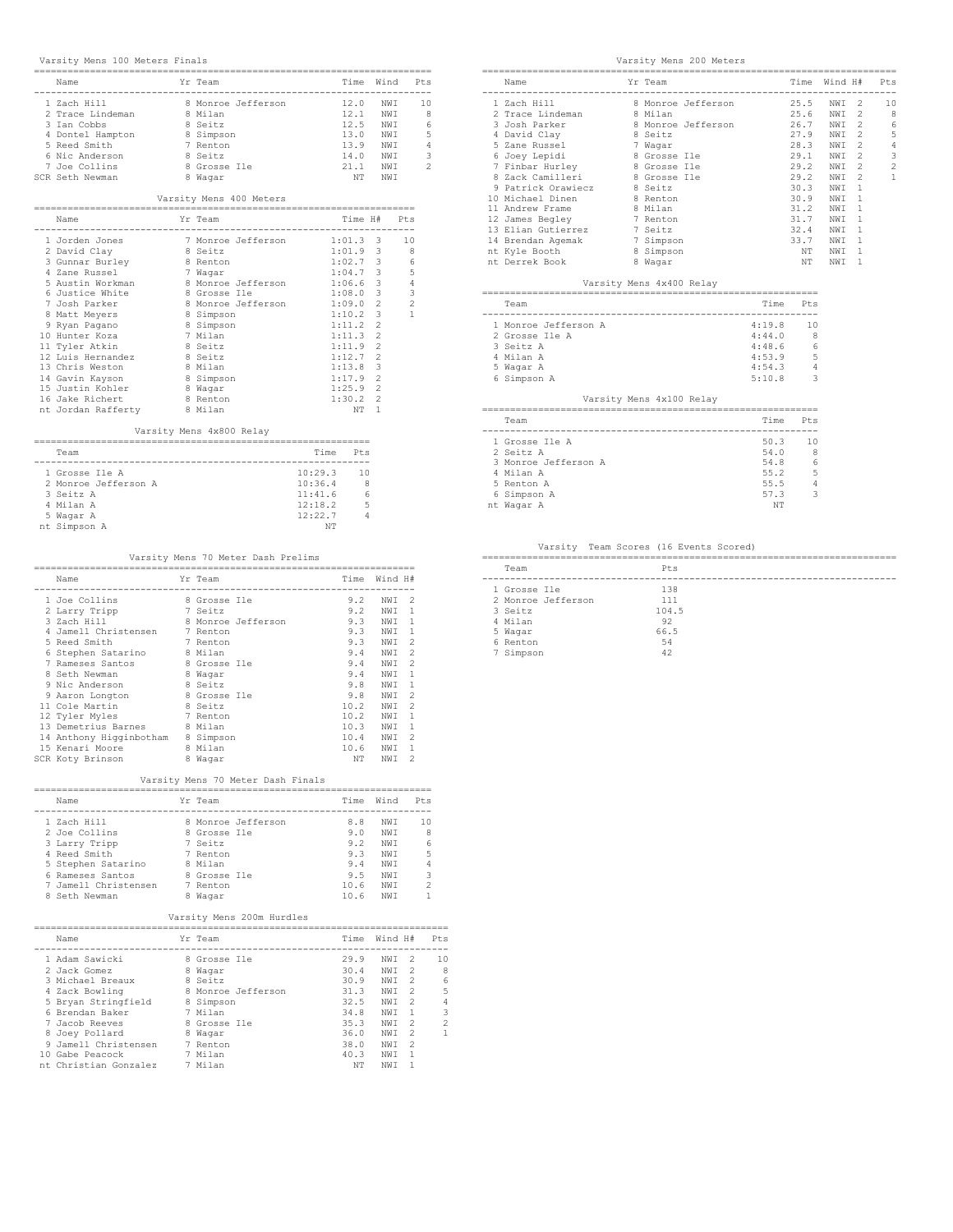## Varsity Mens 100 Meters Finals

| | Name | Yr | Team | Time | Wind | Pts |
|---|---|---|---|---|---|---|
| 1 | Zach Hill | 8 | Monroe Jefferson | 12.0 | NWI | 10 |
| 2 | Trace Lindeman | 8 | Milan | 12.1 | NWI | 8 |
| 3 | Ian Cobbs | 8 | Seitz | 12.5 | NWI | 6 |
| 4 | Dontel Hampton | 8 | Simpson | 13.0 | NWI | 5 |
| 5 | Reed Smith | 7 | Renton | 13.9 | NWI | 4 |
| 6 | Nic Anderson | 8 | Seitz | 14.0 | NWI | 3 |
| 7 | Joe Collins | 8 | Grosse Ile | 21.1 | NWI | 2 |
| SCR | Seth Newman | 8 | Wagar | NT | NWI | |

## Varsity Mens 400 Meters

| | Name | Yr | Team | Time | H# | Pts |
|---|---|---|---|---|---|---|
| 1 | Jorden Jones | 7 | Monroe Jefferson | 1:01.3 | 3 | 10 |
| 2 | David Clay | 8 | Seitz | 1:01.9 | 3 | 8 |
| 3 | Gunnar Burley | 8 | Renton | 1:02.7 | 3 | 6 |
| 4 | Zane Russel | 7 | Wagar | 1:04.7 | 3 | 5 |
| 5 | Austin Workman | 8 | Monroe Jefferson | 1:06.6 | 3 | 4 |
| 6 | Justice White | 8 | Grosse Ile | 1:08.0 | 3 | 3 |
| 7 | Josh Parker | 8 | Monroe Jefferson | 1:09.0 | 2 | 2 |
| 8 | Matt Meyers | 8 | Simpson | 1:10.2 | 3 | 1 |
| 9 | Ryan Pagano | 8 | Simpson | 1:11.2 | 2 | |
| 10 | Hunter Koza | 7 | Milan | 1:11.3 | 2 | |
| 11 | Tyler Atkin | 8 | Seitz | 1:11.9 | 2 | |
| 12 | Luis Hernandez | 8 | Seitz | 1:12.7 | 2 | |
| 13 | Chris Weston | 8 | Milan | 1:13.8 | 3 | |
| 14 | Gavin Kayson | 8 | Simpson | 1:17.9 | 2 | |
| 15 | Justin Kohler | 8 | Wagar | 1:25.9 | 2 | |
| 16 | Jake Richert | 8 | Renton | 1:30.2 | 2 | |
| nt | Jordan Rafferty | 8 | Milan | NT | 1 | |

## Varsity Mens 4x800 Relay

| | Team | Time | Pts |
|---|---|---|---|
| 1 | Grosse Ile A | 10:29.3 | 10 |
| 2 | Monroe Jefferson A | 10:36.4 | 8 |
| 3 | Seitz A | 11:41.6 | 6 |
| 4 | Milan A | 12:18.2 | 5 |
| 5 | Wagar A | 12:22.7 | 4 |
| nt | Simpson A | NT | |

## Varsity Mens 70 Meter Dash Prelims

| | Name | Yr | Team | Time | Wind | H# |
|---|---|---|---|---|---|---|
| 1 | Joe Collins | 8 | Grosse Ile | 9.2 | NWI | 2 |
| 2 | Larry Tripp | 7 | Seitz | 9.2 | NWI | 1 |
| 3 | Zach Hill | 8 | Monroe Jefferson | 9.3 | NWI | 1 |
| 4 | Jamell Christensen | 7 | Renton | 9.3 | NWI | 1 |
| 5 | Reed Smith | 7 | Renton | 9.3 | NWI | 2 |
| 6 | Stephen Satarino | 8 | Milan | 9.4 | NWI | 2 |
| 7 | Rameses Santos | 8 | Grosse Ile | 9.4 | NWI | 2 |
| 8 | Seth Newman | 8 | Wagar | 9.4 | NWI | 1 |
| 9 | Nic Anderson | 8 | Seitz | 9.8 | NWI | 1 |
| 9 | Aaron Longton | 8 | Grosse Ile | 9.8 | NWI | 2 |
| 11 | Cole Martin | 8 | Seitz | 10.2 | NWI | 2 |
| 12 | Tyler Myles | 7 | Renton | 10.2 | NWI | 1 |
| 13 | Demetrius Barnes | 8 | Milan | 10.3 | NWI | 1 |
| 14 | Anthony Higginbotham | 8 | Simpson | 10.4 | NWI | 2 |
| 15 | Kenari Moore | 8 | Milan | 10.6 | NWI | 1 |
| SCR | Koty Brinson | 8 | Wagar | NT | NWI | 2 |

## Varsity Mens 70 Meter Dash Finals

| | Name | Yr | Team | Time | Wind | Pts |
|---|---|---|---|---|---|---|
| 1 | Zach Hill | 8 | Monroe Jefferson | 8.8 | NWI | 10 |
| 2 | Joe Collins | 8 | Grosse Ile | 9.0 | NWI | 8 |
| 3 | Larry Tripp | 7 | Seitz | 9.2 | NWI | 6 |
| 4 | Reed Smith | 7 | Renton | 9.3 | NWI | 5 |
| 5 | Stephen Satarino | 8 | Milan | 9.4 | NWI | 4 |
| 6 | Rameses Santos | 8 | Grosse Ile | 9.5 | NWI | 3 |
| 7 | Jamell Christensen | 7 | Renton | 10.6 | NWI | 2 |
| 8 | Seth Newman | 8 | Wagar | 10.6 | NWI | 1 |

## Varsity Mens 200m Hurdles

| | Name | Yr | Team | Time | Wind | H# | Pts |
|---|---|---|---|---|---|---|---|
| 1 | Adam Sawicki | 8 | Grosse Ile | 29.9 | NWI | 2 | 10 |
| 2 | Jack Gomez | 8 | Wagar | 30.4 | NWI | 2 | 8 |
| 3 | Michael Breaux | 8 | Seitz | 30.9 | NWI | 2 | 6 |
| 4 | Zack Bowling | 8 | Monroe Jefferson | 31.3 | NWI | 2 | 5 |
| 5 | Bryan Stringfield | 8 | Simpson | 32.5 | NWI | 2 | 4 |
| 6 | Brendan Baker | 7 | Milan | 34.8 | NWI | 1 | 3 |
| 7 | Jacob Reeves | 8 | Grosse Ile | 35.3 | NWI | 2 | 2 |
| 8 | Joey Pollard | 8 | Wagar | 36.0 | NWI | 2 | 1 |
| 9 | Jamell Christensen | 7 | Renton | 38.0 | NWI | 2 | |
| 10 | Gabe Peacock | 7 | Milan | 40.3 | NWI | 1 | |
| nt | Christian Gonzalez | 7 | Milan | NT | NWI | 1 | |

## Varsity Mens 200 Meters

| | Name | Yr | Team | Time | Wind | H# | Pts |
|---|---|---|---|---|---|---|---|
| 1 | Zach Hill | 8 | Monroe Jefferson | 25.5 | NWI | 2 | 10 |
| 2 | Trace Lindeman | 8 | Milan | 25.6 | NWI | 2 | 8 |
| 3 | Josh Parker | 8 | Monroe Jefferson | 26.7 | NWI | 2 | 6 |
| 4 | David Clay | 8 | Seitz | 27.9 | NWI | 2 | 5 |
| 5 | Zane Russel | 7 | Wagar | 28.3 | NWI | 2 | 4 |
| 6 | Joey Lepidi | 8 | Grosse Ile | 29.1 | NWI | 2 | 3 |
| 7 | Finbar Hurley | 8 | Grosse Ile | 29.2 | NWI | 2 | 2 |
| 8 | Zack Camilleri | 8 | Grosse Ile | 29.2 | NWI | 2 | 1 |
| 9 | Patrick Orawiecz | 8 | Seitz | 30.3 | NWI | 1 | |
| 10 | Michael Dinen | 8 | Renton | 30.9 | NWI | 1 | |
| 11 | Andrew Frame | 8 | Milan | 31.2 | NWI | 1 | |
| 12 | James Begley | 7 | Renton | 31.7 | NWI | 1 | |
| 13 | Elian Gutierrez | 7 | Seitz | 32.4 | NWI | 1 | |
| 14 | Brendan Agemak | 7 | Simpson | 33.7 | NWI | 1 | |
| nt | Kyle Booth | 8 | Simpson | NT | NWI | 1 | |
| nt | Derrek Book | 8 | Wagar | NT | NWI | 1 | |

## Varsity Mens 4x400 Relay

| | Team | Time | Pts |
|---|---|---|---|
| 1 | Monroe Jefferson A | 4:19.8 | 10 |
| 2 | Grosse Ile A | 4:44.0 | 8 |
| 3 | Seitz A | 4:48.6 | 6 |
| 4 | Milan A | 4:53.9 | 5 |
| 5 | Wagar A | 4:54.3 | 4 |
| 6 | Simpson A | 5:10.8 | 3 |

## Varsity Mens 4x100 Relay

| | Team | Time | Pts |
|---|---|---|---|
| 1 | Grosse Ile A | 50.3 | 10 |
| 2 | Seitz A | 54.0 | 8 |
| 3 | Monroe Jefferson A | 54.8 | 6 |
| 4 | Milan A | 55.2 | 5 |
| 5 | Renton A | 55.5 | 4 |
| 6 | Simpson A | 57.3 | 3 |
| nt | Wagar A | NT | |

## Varsity Team Scores (16 Events Scored)

| | Team | Pts |
|---|---|---|
| 1 | Grosse Ile | 138 |
| 2 | Monroe Jefferson | 111 |
| 3 | Seitz | 104.5 |
| 4 | Milan | 92 |
| 5 | Wagar | 66.5 |
| 6 | Renton | 54 |
| 7 | Simpson | 42 |